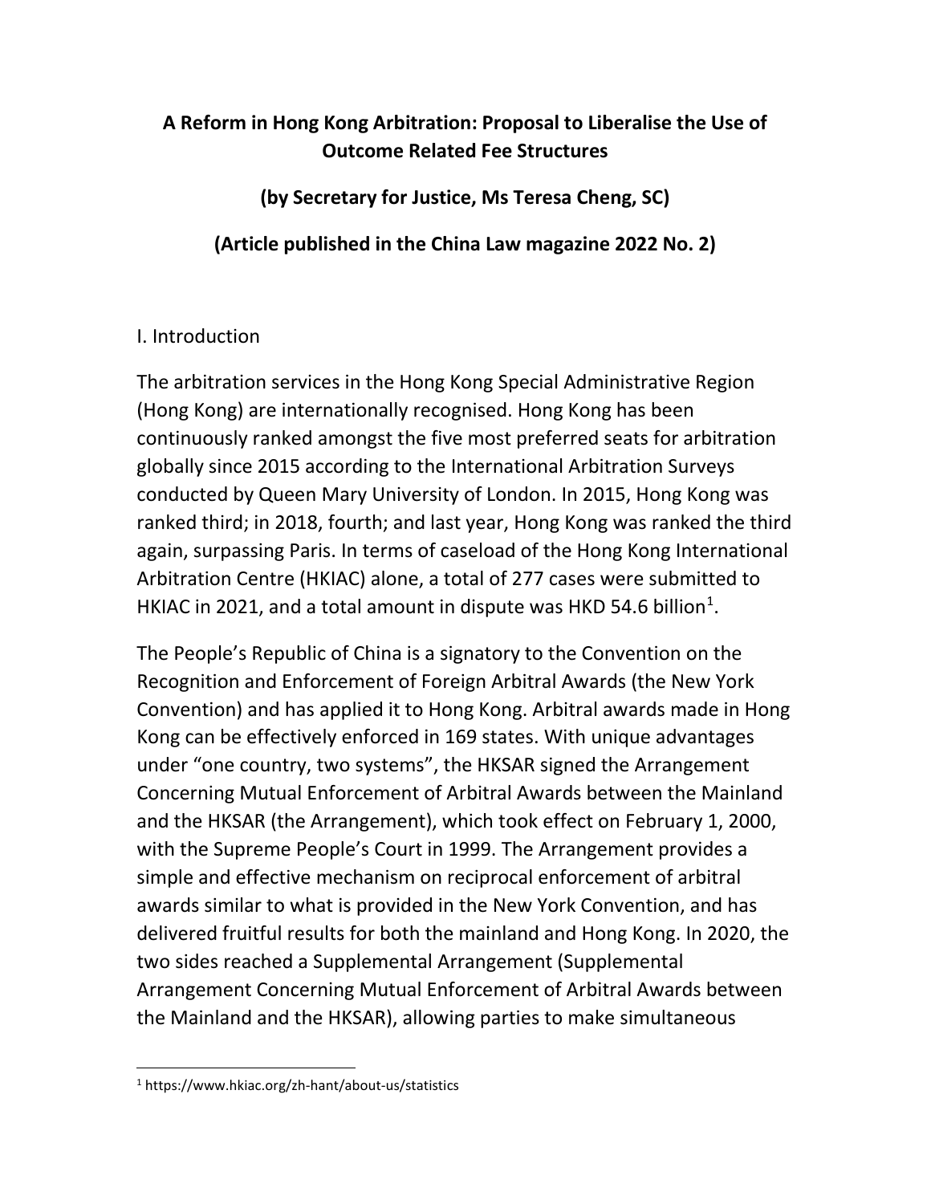# A Reform in Hong Kong Arbitration: Proposal to Liberalise the Use of Outcome Related Fee Structures

**(by Secretary for Justice, Ms Teresa Cheng, SC)**

**(Article published in the China Law magazine 2022 No. 2)**

## I. Introduction

The arbitration services in the Hong Kong Special Administrative Region (Hong Kong) are internationally recognised. Hong Kong has been continuously ranked amongst the five most preferred seats for arbitration globally since 2015 according to the International Arbitration Surveys conducted by Queen Mary University of London. In 2015, Hong Kong was ranked third; in 2018, fourth; and last year, Hong Kong was ranked the third again, surpassing Paris. In terms of caseload of the Hong Kong International Arbitration Centre (HKIAC) alone, a total of 277 cases were submitted to HKIAC in 2021, and a total amount in dispute was HKD 54.6 billion[1].

The People's Republic of China is a signatory to the Convention on the Recognition and Enforcement of Foreign Arbitral Awards (the New York Convention) and has applied it to Hong Kong. Arbitral awards made in Hong Kong can be effectively enforced in 169 states. With unique advantages under "one country, two systems", the HKSAR signed the Arrangement Concerning Mutual Enforcement of Arbitral Awards between the Mainland and the HKSAR (the Arrangement), which took effect on February 1, 2000, with the Supreme People's Court in 1999. The Arrangement provides a simple and effective mechanism on reciprocal enforcement of arbitral awards similar to what is provided in the New York Convention, and has delivered fruitful results for both the mainland and Hong Kong. In 2020, the two sides reached a Supplemental Arrangement (Supplemental Arrangement Concerning Mutual Enforcement of Arbitral Awards between the Mainland and the HKSAR), allowing parties to make simultaneous

[1] https://www.hkiac.org/zh-hant/about-us/statistics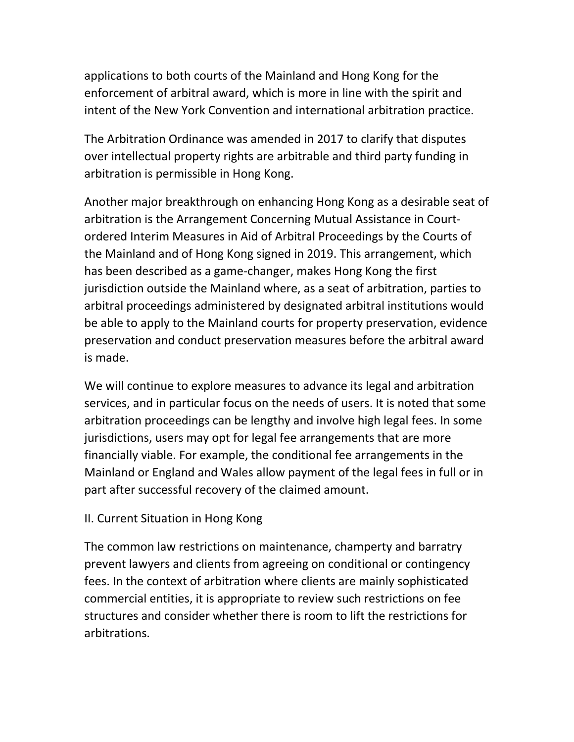applications to both courts of the Mainland and Hong Kong for the enforcement of arbitral award, which is more in line with the spirit and intent of the New York Convention and international arbitration practice.

The Arbitration Ordinance was amended in 2017 to clarify that disputes over intellectual property rights are arbitrable and third party funding in arbitration is permissible in Hong Kong.

Another major breakthrough on enhancing Hong Kong as a desirable seat of arbitration is the Arrangement Concerning Mutual Assistance in Court-ordered Interim Measures in Aid of Arbitral Proceedings by the Courts of the Mainland and of Hong Kong signed in 2019. This arrangement, which has been described as a game-changer, makes Hong Kong the first jurisdiction outside the Mainland where, as a seat of arbitration, parties to arbitral proceedings administered by designated arbitral institutions would be able to apply to the Mainland courts for property preservation, evidence preservation and conduct preservation measures before the arbitral award is made.

We will continue to explore measures to advance its legal and arbitration services, and in particular focus on the needs of users. It is noted that some arbitration proceedings can be lengthy and involve high legal fees. In some jurisdictions, users may opt for legal fee arrangements that are more financially viable. For example, the conditional fee arrangements in the Mainland or England and Wales allow payment of the legal fees in full or in part after successful recovery of the claimed amount.

## II. Current Situation in Hong Kong

The common law restrictions on maintenance, champerty and barratry prevent lawyers and clients from agreeing on conditional or contingency fees. In the context of arbitration where clients are mainly sophisticated commercial entities, it is appropriate to review such restrictions on fee structures and consider whether there is room to lift the restrictions for arbitrations.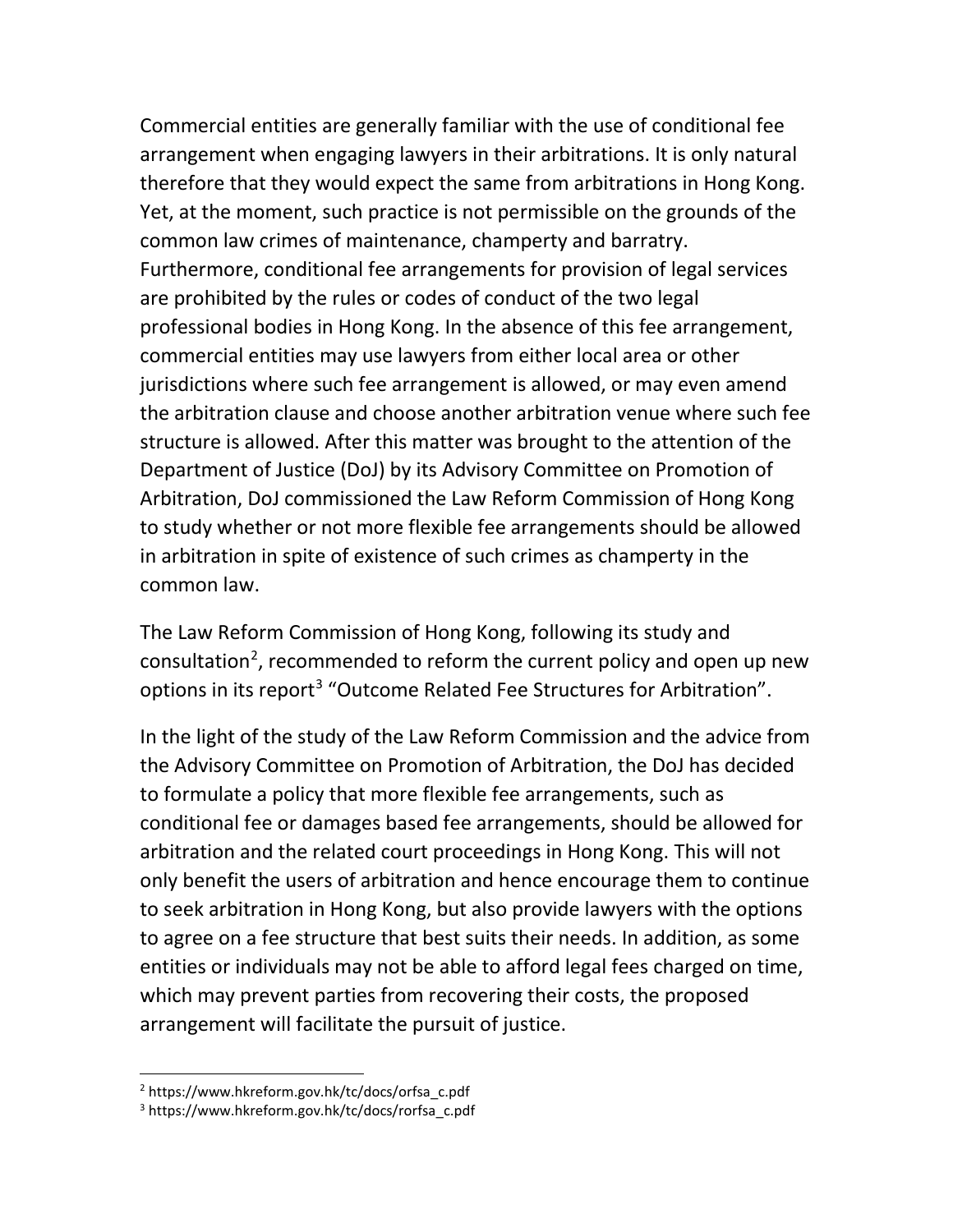Commercial entities are generally familiar with the use of conditional fee arrangement when engaging lawyers in their arbitrations. It is only natural therefore that they would expect the same from arbitrations in Hong Kong. Yet, at the moment, such practice is not permissible on the grounds of the common law crimes of maintenance, champerty and barratry. Furthermore, conditional fee arrangements for provision of legal services are prohibited by the rules or codes of conduct of the two legal professional bodies in Hong Kong. In the absence of this fee arrangement, commercial entities may use lawyers from either local area or other jurisdictions where such fee arrangement is allowed, or may even amend the arbitration clause and choose another arbitration venue where such fee structure is allowed. After this matter was brought to the attention of the Department of Justice (DoJ) by its Advisory Committee on Promotion of Arbitration, DoJ commissioned the Law Reform Commission of Hong Kong to study whether or not more flexible fee arrangements should be allowed in arbitration in spite of existence of such crimes as champerty in the common law.

The Law Reform Commission of Hong Kong, following its study and consultation[2], recommended to reform the current policy and open up new options in its report[3] "Outcome Related Fee Structures for Arbitration".

In the light of the study of the Law Reform Commission and the advice from the Advisory Committee on Promotion of Arbitration, the DoJ has decided to formulate a policy that more flexible fee arrangements, such as conditional fee or damages based fee arrangements, should be allowed for arbitration and the related court proceedings in Hong Kong. This will not only benefit the users of arbitration and hence encourage them to continue to seek arbitration in Hong Kong, but also provide lawyers with the options to agree on a fee structure that best suits their needs. In addition, as some entities or individuals may not be able to afford legal fees charged on time, which may prevent parties from recovering their costs, the proposed arrangement will facilitate the pursuit of justice.

---

[2] https://www.hkreform.gov.hk/tc/docs/orfsa_c.pdf

[3] https://www.hkreform.gov.hk/tc/docs/rorfsa_c.pdf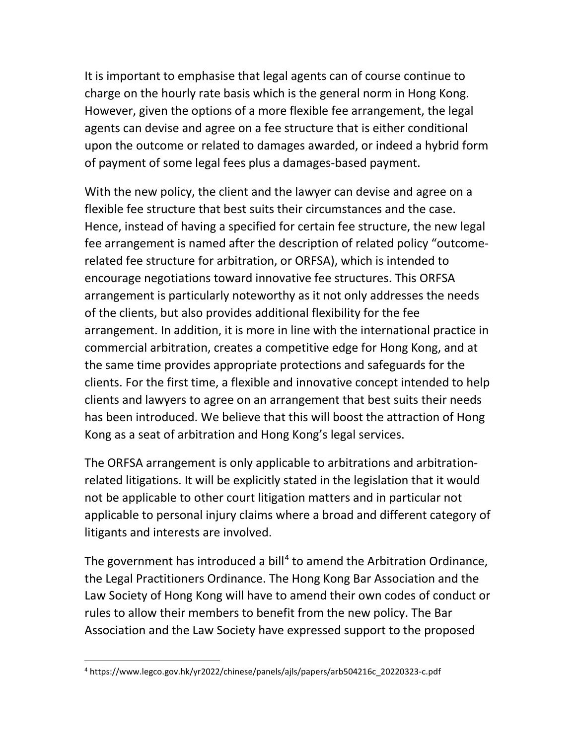It is important to emphasise that legal agents can of course continue to charge on the hourly rate basis which is the general norm in Hong Kong. However, given the options of a more flexible fee arrangement, the legal agents can devise and agree on a fee structure that is either conditional upon the outcome or related to damages awarded, or indeed a hybrid form of payment of some legal fees plus a damages-based payment.

With the new policy, the client and the lawyer can devise and agree on a flexible fee structure that best suits their circumstances and the case. Hence, instead of having a specified for certain fee structure, the new legal fee arrangement is named after the description of related policy "outcome-related fee structure for arbitration, or ORFSA), which is intended to encourage negotiations toward innovative fee structures. This ORFSA arrangement is particularly noteworthy as it not only addresses the needs of the clients, but also provides additional flexibility for the fee arrangement. In addition, it is more in line with the international practice in commercial arbitration, creates a competitive edge for Hong Kong, and at the same time provides appropriate protections and safeguards for the clients. For the first time, a flexible and innovative concept intended to help clients and lawyers to agree on an arrangement that best suits their needs has been introduced. We believe that this will boost the attraction of Hong Kong as a seat of arbitration and Hong Kong's legal services.

The ORFSA arrangement is only applicable to arbitrations and arbitration-related litigations. It will be explicitly stated in the legislation that it would not be applicable to other court litigation matters and in particular not applicable to personal injury claims where a broad and different category of litigants and interests are involved.

The government has introduced a bill[4] to amend the Arbitration Ordinance, the Legal Practitioners Ordinance. The Hong Kong Bar Association and the Law Society of Hong Kong will have to amend their own codes of conduct or rules to allow their members to benefit from the new policy. The Bar Association and the Law Society have expressed support to the proposed

[4] https://www.legco.gov.hk/yr2022/chinese/panels/ajls/papers/arb504216c_20220323-c.pdf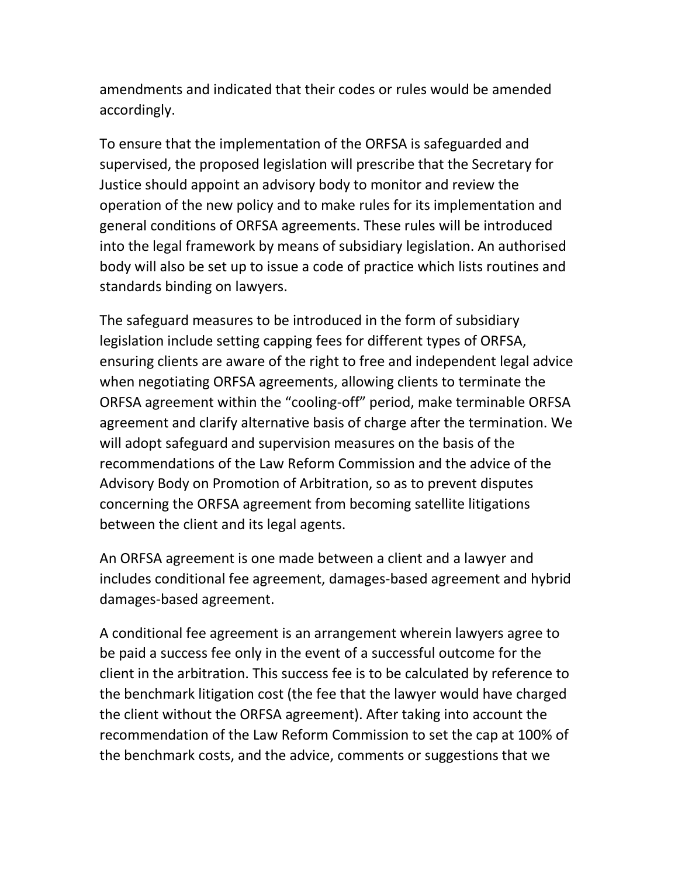amendments and indicated that their codes or rules would be amended accordingly.

To ensure that the implementation of the ORFSA is safeguarded and supervised, the proposed legislation will prescribe that the Secretary for Justice should appoint an advisory body to monitor and review the operation of the new policy and to make rules for its implementation and general conditions of ORFSA agreements. These rules will be introduced into the legal framework by means of subsidiary legislation. An authorised body will also be set up to issue a code of practice which lists routines and standards binding on lawyers.

The safeguard measures to be introduced in the form of subsidiary legislation include setting capping fees for different types of ORFSA, ensuring clients are aware of the right to free and independent legal advice when negotiating ORFSA agreements, allowing clients to terminate the ORFSA agreement within the "cooling-off" period, make terminable ORFSA agreement and clarify alternative basis of charge after the termination. We will adopt safeguard and supervision measures on the basis of the recommendations of the Law Reform Commission and the advice of the Advisory Body on Promotion of Arbitration, so as to prevent disputes concerning the ORFSA agreement from becoming satellite litigations between the client and its legal agents.

An ORFSA agreement is one made between a client and a lawyer and includes conditional fee agreement, damages-based agreement and hybrid damages-based agreement.

A conditional fee agreement is an arrangement wherein lawyers agree to be paid a success fee only in the event of a successful outcome for the client in the arbitration. This success fee is to be calculated by reference to the benchmark litigation cost (the fee that the lawyer would have charged the client without the ORFSA agreement). After taking into account the recommendation of the Law Reform Commission to set the cap at 100% of the benchmark costs, and the advice, comments or suggestions that we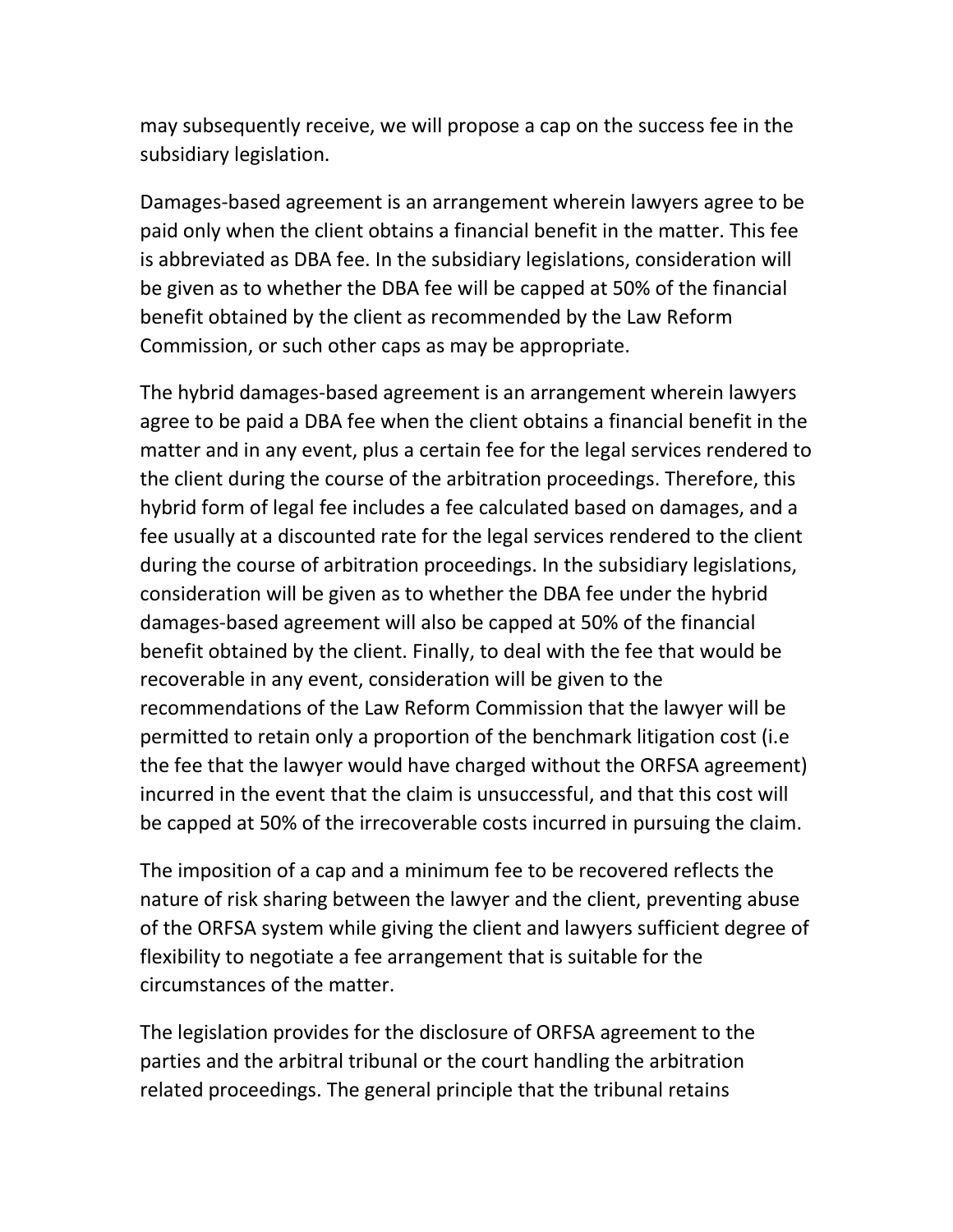may subsequently receive, we will propose a cap on the success fee in the subsidiary legislation.

Damages-based agreement is an arrangement wherein lawyers agree to be paid only when the client obtains a financial benefit in the matter. This fee is abbreviated as DBA fee. In the subsidiary legislations, consideration will be given as to whether the DBA fee will be capped at 50% of the financial benefit obtained by the client as recommended by the Law Reform Commission, or such other caps as may be appropriate.

The hybrid damages-based agreement is an arrangement wherein lawyers agree to be paid a DBA fee when the client obtains a financial benefit in the matter and in any event, plus a certain fee for the legal services rendered to the client during the course of the arbitration proceedings. Therefore, this hybrid form of legal fee includes a fee calculated based on damages, and a fee usually at a discounted rate for the legal services rendered to the client during the course of arbitration proceedings. In the subsidiary legislations, consideration will be given as to whether the DBA fee under the hybrid damages-based agreement will also be capped at 50% of the financial benefit obtained by the client. Finally, to deal with the fee that would be recoverable in any event, consideration will be given to the recommendations of the Law Reform Commission that the lawyer will be permitted to retain only a proportion of the benchmark litigation cost (i.e the fee that the lawyer would have charged without the ORFSA agreement) incurred in the event that the claim is unsuccessful, and that this cost will be capped at 50% of the irrecoverable costs incurred in pursuing the claim.

The imposition of a cap and a minimum fee to be recovered reflects the nature of risk sharing between the lawyer and the client, preventing abuse of the ORFSA system while giving the client and lawyers sufficient degree of flexibility to negotiate a fee arrangement that is suitable for the circumstances of the matter.

The legislation provides for the disclosure of ORFSA agreement to the parties and the arbitral tribunal or the court handling the arbitration related proceedings. The general principle that the tribunal retains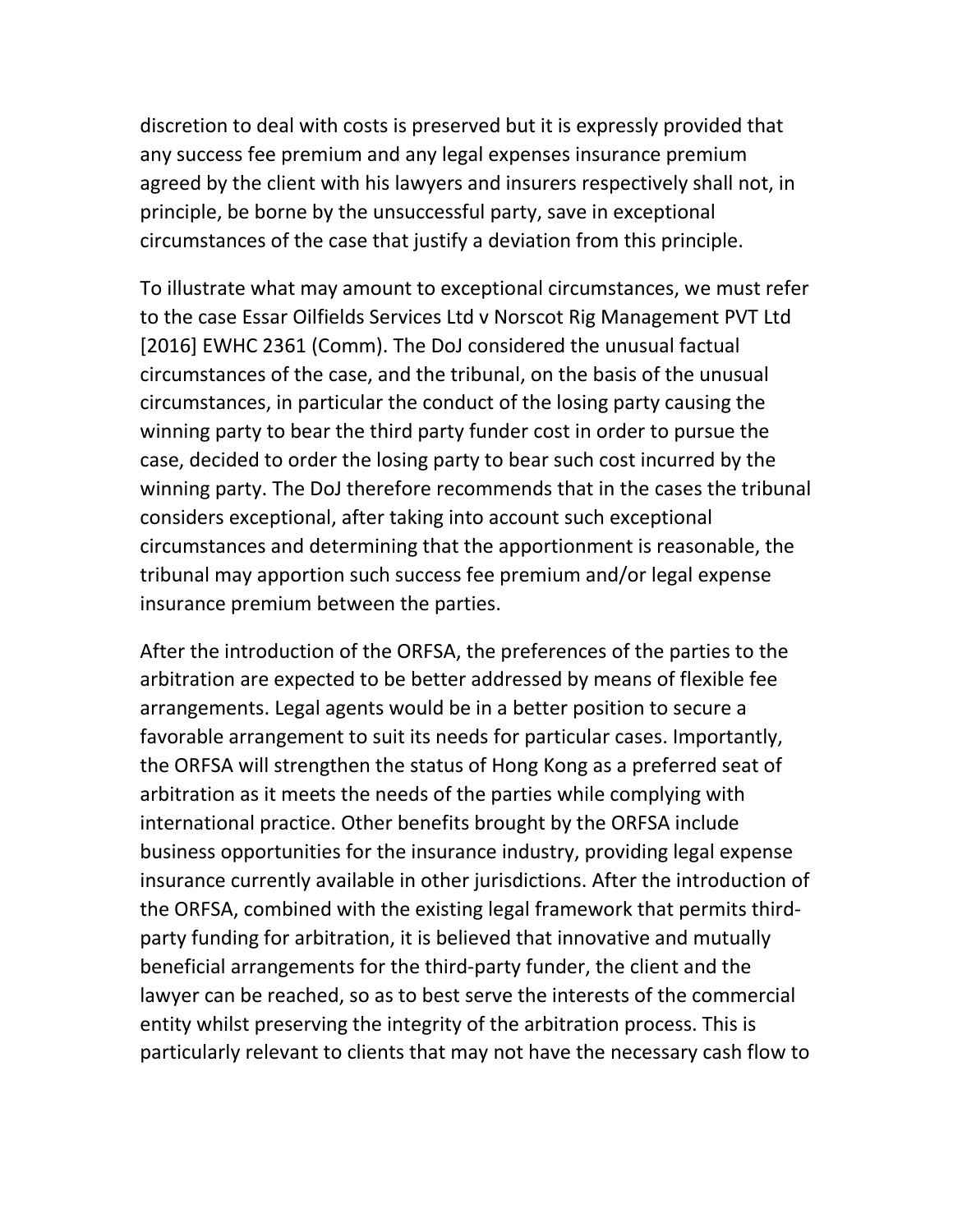discretion to deal with costs is preserved but it is expressly provided that any success fee premium and any legal expenses insurance premium agreed by the client with his lawyers and insurers respectively shall not, in principle, be borne by the unsuccessful party, save in exceptional circumstances of the case that justify a deviation from this principle.

To illustrate what may amount to exceptional circumstances, we must refer to the case Essar Oilfields Services Ltd v Norscot Rig Management PVT Ltd [2016] EWHC 2361 (Comm). The DoJ considered the unusual factual circumstances of the case, and the tribunal, on the basis of the unusual circumstances, in particular the conduct of the losing party causing the winning party to bear the third party funder cost in order to pursue the case, decided to order the losing party to bear such cost incurred by the winning party. The DoJ therefore recommends that in the cases the tribunal considers exceptional, after taking into account such exceptional circumstances and determining that the apportionment is reasonable, the tribunal may apportion such success fee premium and/or legal expense insurance premium between the parties.

After the introduction of the ORFSA, the preferences of the parties to the arbitration are expected to be better addressed by means of flexible fee arrangements. Legal agents would be in a better position to secure a favorable arrangement to suit its needs for particular cases. Importantly, the ORFSA will strengthen the status of Hong Kong as a preferred seat of arbitration as it meets the needs of the parties while complying with international practice. Other benefits brought by the ORFSA include business opportunities for the insurance industry, providing legal expense insurance currently available in other jurisdictions. After the introduction of the ORFSA, combined with the existing legal framework that permits third-party funding for arbitration, it is believed that innovative and mutually beneficial arrangements for the third-party funder, the client and the lawyer can be reached, so as to best serve the interests of the commercial entity whilst preserving the integrity of the arbitration process. This is particularly relevant to clients that may not have the necessary cash flow to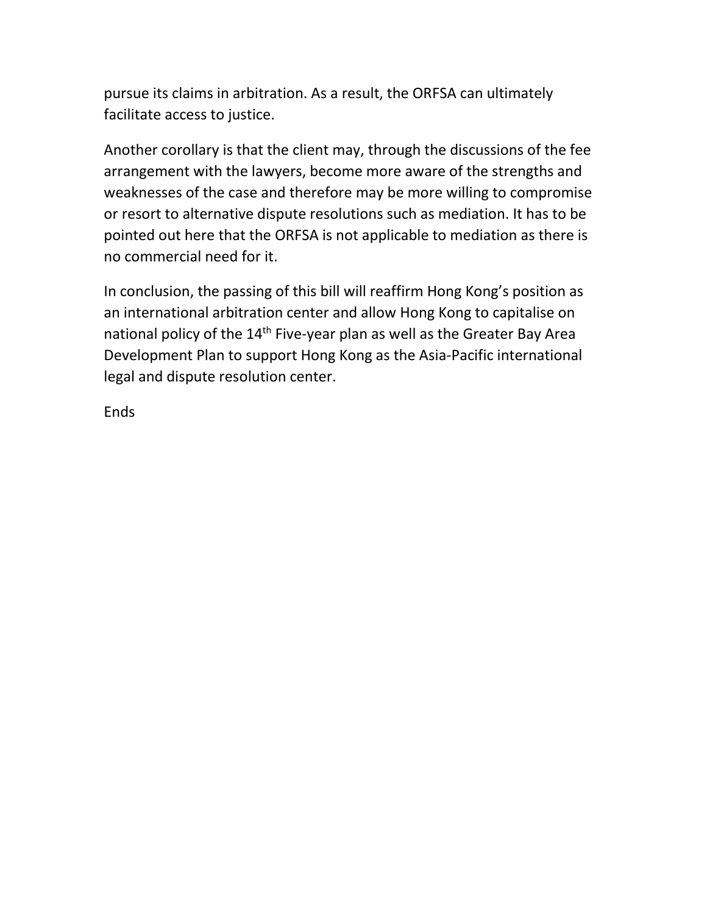pursue its claims in arbitration. As a result, the ORFSA can ultimately facilitate access to justice.

Another corollary is that the client may, through the discussions of the fee arrangement with the lawyers, become more aware of the strengths and weaknesses of the case and therefore may be more willing to compromise or resort to alternative dispute resolutions such as mediation. It has to be pointed out here that the ORFSA is not applicable to mediation as there is no commercial need for it.

In conclusion, the passing of this bill will reaffirm Hong Kong's position as an international arbitration center and allow Hong Kong to capitalise on national policy of the 14th Five-year plan as well as the Greater Bay Area Development Plan to support Hong Kong as the Asia-Pacific international legal and dispute resolution center.

Ends